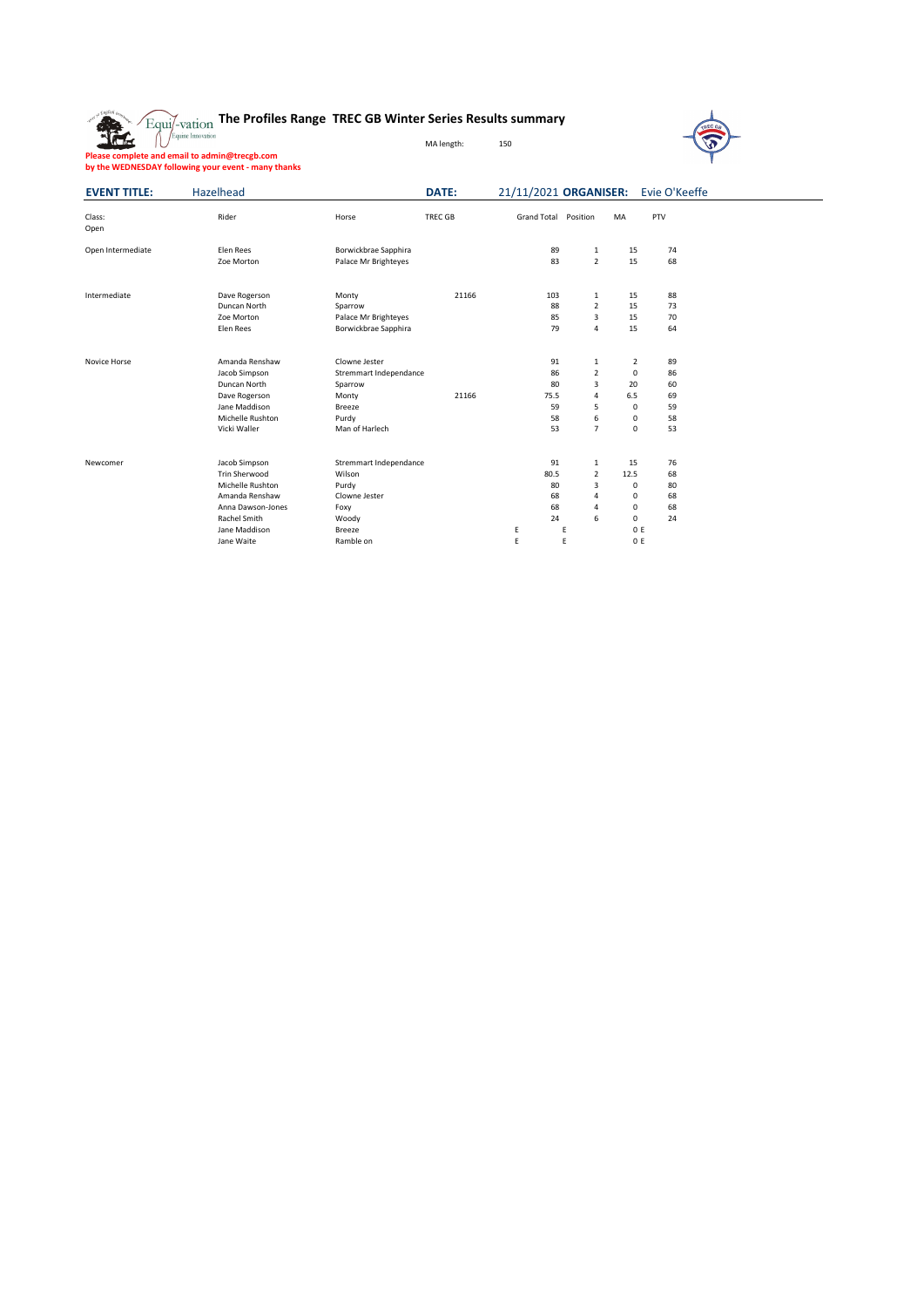# The Profiles Range TREC GB Winter Series Results summary

MA length: 150

**Please complete and email to admin@trecgb.com**
**by the WEDNESDAY following your event - many thanks**

**EVENT TITLE:** Hazelhead **DATE:** 21/11/2021 **ORGANISER:** Evie O'Keeffe

| Class: Open | Rider | Horse | TREC GB | Grand Total | Position | MA | PTV |
|---|---|---|---|---|---|---|---|
| Open Intermediate | Elen Rees | Borwickbrae Sapphira | | 89 | 1 | 15 | 74 |
| | Zoe Morton | Palace Mr Brighteyes | | 83 | 2 | 15 | 68 |
| | | | | | | | |
| Intermediate | Dave Rogerson | Monty | 21166 | 103 | 1 | 15 | 88 |
| | Duncan North | Sparrow | | 88 | 2 | 15 | 73 |
| | Zoe Morton | Palace Mr Brighteyes | | 85 | 3 | 15 | 70 |
| | Elen Rees | Borwickbrae Sapphira | | 79 | 4 | 15 | 64 |
| | | | | | | | |
| Novice Horse | Amanda Renshaw | Clowne Jester | | 91 | 1 | 2 | 89 |
| | Jacob Simpson | Stremmart Independance | | 86 | 2 | 0 | 86 |
| | Duncan North | Sparrow | | 80 | 3 | 20 | 60 |
| | Dave Rogerson | Monty | 21166 | 75.5 | 4 | 6.5 | 69 |
| | Jane Maddison | Breeze | | 59 | 5 | 0 | 59 |
| | Michelle Rushton | Purdy | | 58 | 6 | 0 | 58 |
| | Vicki Waller | Man of Harlech | | 53 | 7 | 0 | 53 |
| | | | | | | | |
| Newcomer | Jacob Simpson | Stremmart Independance | | 91 | 1 | 15 | 76 |
| | Trin Sherwood | Wilson | | 80.5 | 2 | 12.5 | 68 |
| | Michelle Rushton | Purdy | | 80 | 3 | 0 | 80 |
| | Amanda Renshaw | Clowne Jester | | 68 | 4 | 0 | 68 |
| | Anna Dawson-Jones | Foxy | | 68 | 4 | 0 | 68 |
| | Rachel Smith | Woody | | 24 | 6 | 0 | 24 |
| | Jane Maddison | Breeze | | E | E | 0 | E |
| | Jane Waite | Ramble on | | E | E | 0 | E |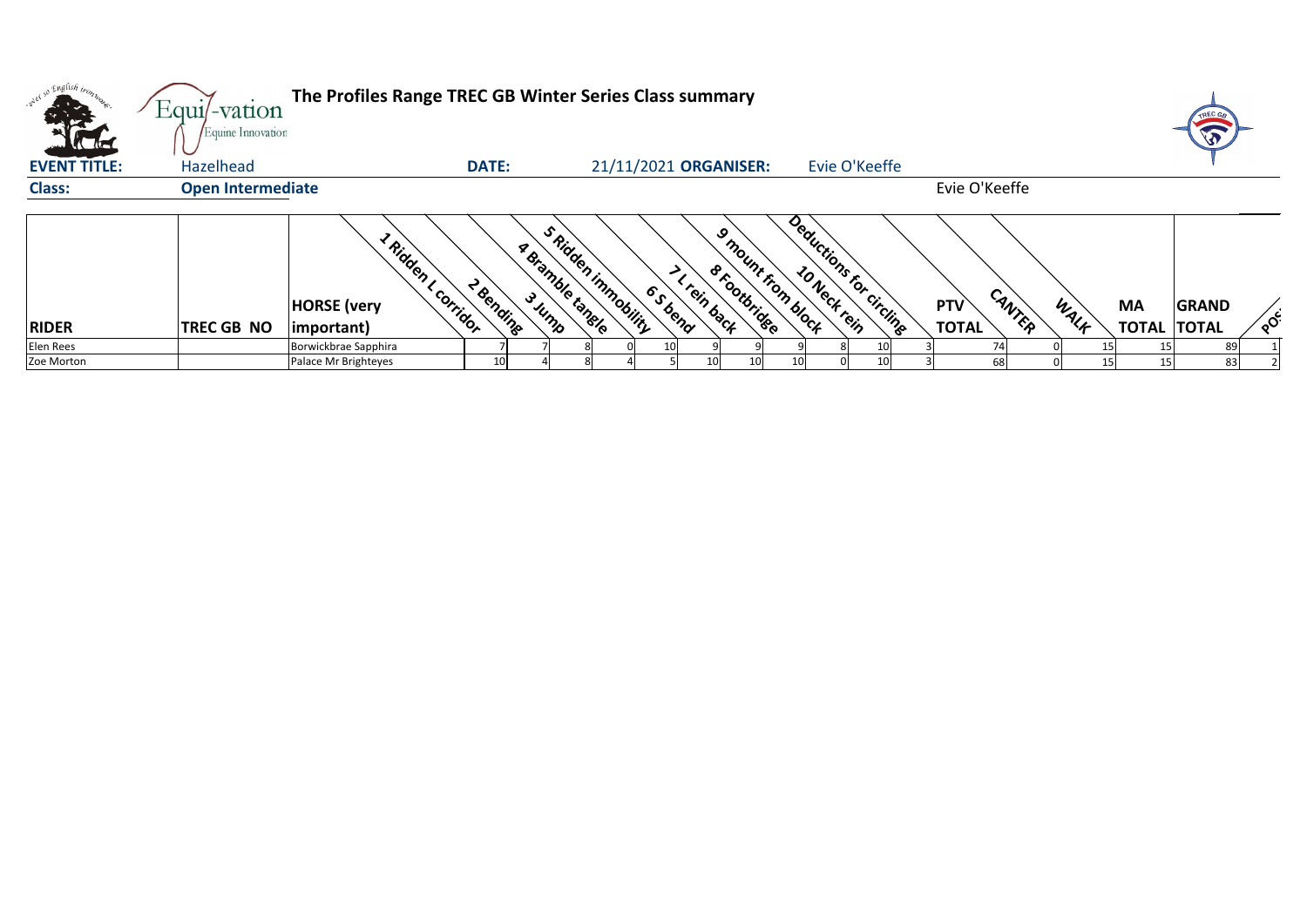# The Profiles Range TREC GB Winter Series Class summary

**EVENT TITLE:** Hazelhead **DATE:** 21/11/2021 **ORGANISER:** Evie O'Keeffe

**Class:** **Open Intermediate** Evie O'Keeffe

| RIDER | TREC GB NO | HORSE (very important) | 1 Ridden L corridor | 2 Bending | 3 Jump | 4 Bramble tangle | 5 Ridden immobility | 6 S bend | 7 L rein back | 8 Footbridge | 9 mount from block | 10 Neck rein | Deductions for circling | PTV TOTAL | CANTER | WALK | MA TOTAL | GRAND TOTAL | POS |
|---|---|---|---|---|---|---|---|---|---|---|---|---|---|---|---|---|---|---|---|
| Elen Rees | | Borwickbrae Sapphira | 7 | 7 | 8 | 0 | 10 | 9 | 9 | 9 | 8 | 10 | 3 | 74 | 0 | 15 | 15 | 89 | 1 |
| Zoe Morton | | Palace Mr Brighteyes | 10 | 4 | 8 | 4 | 5 | 10 | 10 | 10 | 0 | 10 | 3 | 68 | 0 | 15 | 15 | 83 | 2 |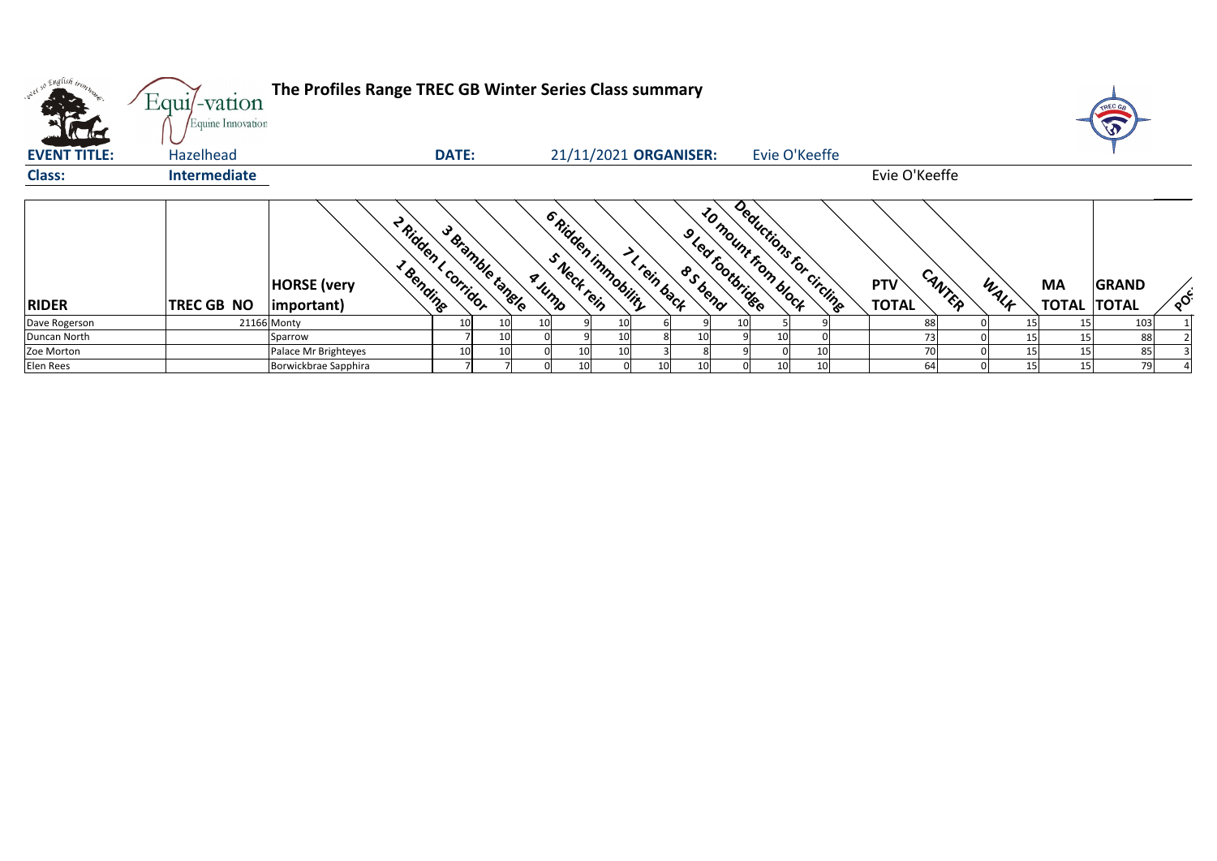**The Profiles Range TREC GB Winter Series Class summary**

**EVENT TITLE:** Hazelhead **DATE:** 21/11/2021 **ORGANISER:** Evie O'Keeffe

**Class:** **Intermediate** Evie O'Keeffe

| RIDER | TREC GB NO | HORSE (very important) | 1 Bending | 2 Ridden L corridor | 3 Bramble tangle | 4 Jump | 5 Neck rein | 6 Ridden immobility | 7 L rein back | 8 S bend | 9 Led footbridge | 10 mount from block | Deductions for circling | PTV TOTAL | CANTER | WALK | MA TOTAL | GRAND TOTAL | POS |
|---|---|---|---|---|---|---|---|---|---|---|---|---|---|---|---|---|---|---|---|
| Dave Rogerson | 21166 | Monty | 10 | 10 | 10 | 9 | 10 | 6 | 9 | 10 | 5 | 9 | | 88 | 0 | 15 | 15 | 103 | 1 |
| Duncan North | | Sparrow | 7 | 10 | 0 | 9 | 10 | 8 | 10 | 9 | 10 | 0 | | 73 | 0 | 15 | 15 | 88 | 2 |
| Zoe Morton | | Palace Mr Brighteyes | 10 | 10 | 0 | 10 | 10 | 3 | 8 | 9 | 0 | 10 | | 70 | 0 | 15 | 15 | 85 | 3 |
| Elen Rees | | Borwickbrae Sapphira | 7 | 7 | 0 | 10 | 0 | 10 | 10 | 0 | 10 | 10 | | 64 | 0 | 15 | 15 | 79 | 4 |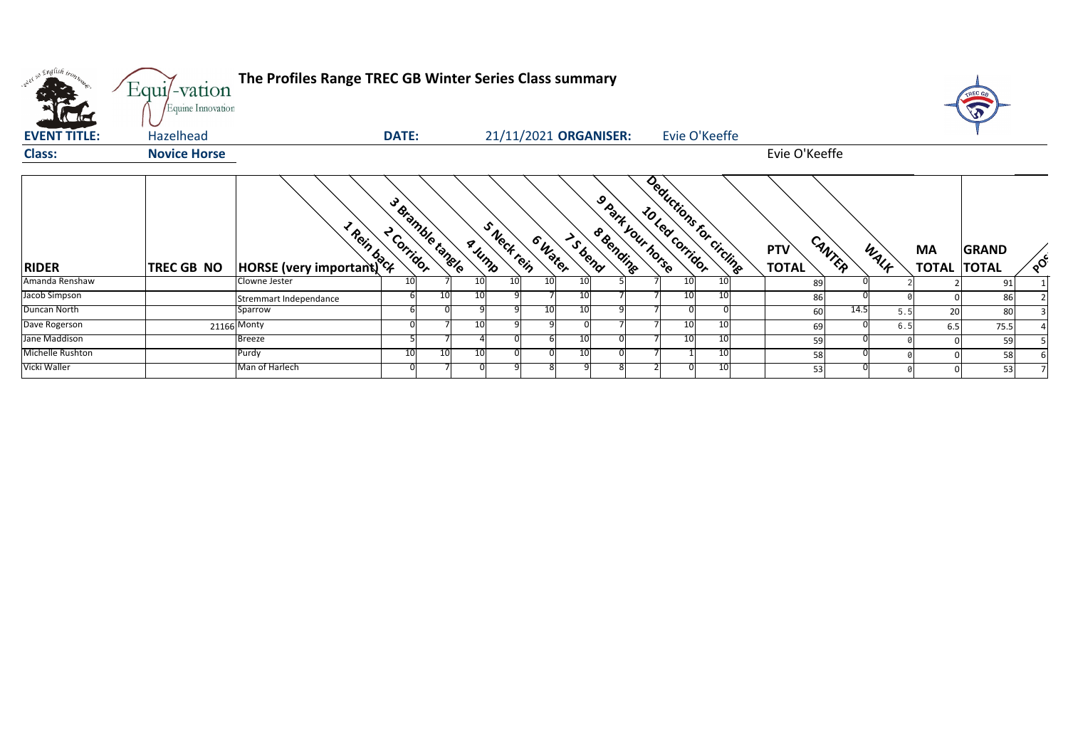# The Profiles Range TREC GB Winter Series Class summary

| **EVENT TITLE:** | Hazelhead | **DATE:** | 21/11/2021 | **ORGANISER:** | Evie O'Keeffe |
|---|---|---|---|---|---|
| **Class:** | **Novice Horse** | | | | Evie O'Keeffe |

| RIDER | TREC GB NO | HORSE (very important) | 1 Rein back | 2 Corridor | 3 Bramble tangle | 4 Jump | 5 Neck rein | 6 Water | 7 S bend | 8 Bending | 9 Park your horse | 10 Led corridor | Deductions for circling | PTV TOTAL | CANTER | WALK | MA TOTAL | GRAND TOTAL | POS |
|---|---|---|---|---|---|---|---|---|---|---|---|---|---|---|---|---|---|---|---|
| Amanda Renshaw | | Clowne Jester | 10 | 7 | 10 | 10 | 10 | 10 | 5 | 7 | 10 | 10 | | 89 | 0 | 2 | 2 | 91 | 1 |
| Jacob Simpson | | Stremmart Independance | 6 | 10 | 10 | 9 | 7 | 10 | 7 | 7 | 10 | 10 | | 86 | 0 | 0 | 0 | 86 | 2 |
| Duncan North | | Sparrow | 6 | 0 | 9 | 9 | 10 | 10 | 9 | 7 | 0 | 0 | | 60 | 14.5 | 5.5 | 20 | 80 | 3 |
| Dave Rogerson | 21166 | Monty | 0 | 7 | 10 | 9 | 9 | 0 | 7 | 7 | 10 | 10 | | 69 | 0 | 6.5 | 6.5 | 75.5 | 4 |
| Jane Maddison | | Breeze | 5 | 7 | 4 | 0 | 6 | 10 | 0 | 7 | 10 | 10 | | 59 | 0 | 0 | 0 | 59 | 5 |
| Michelle Rushton | | Purdy | 10 | 10 | 10 | 0 | 0 | 10 | 0 | 7 | 1 | 10 | | 58 | 0 | 0 | 0 | 58 | 6 |
| Vicki Waller | | Man of Harlech | 0 | 7 | 0 | 9 | 8 | 9 | 8 | 2 | 0 | 10 | | 53 | 0 | 0 | 0 | 53 | 7 |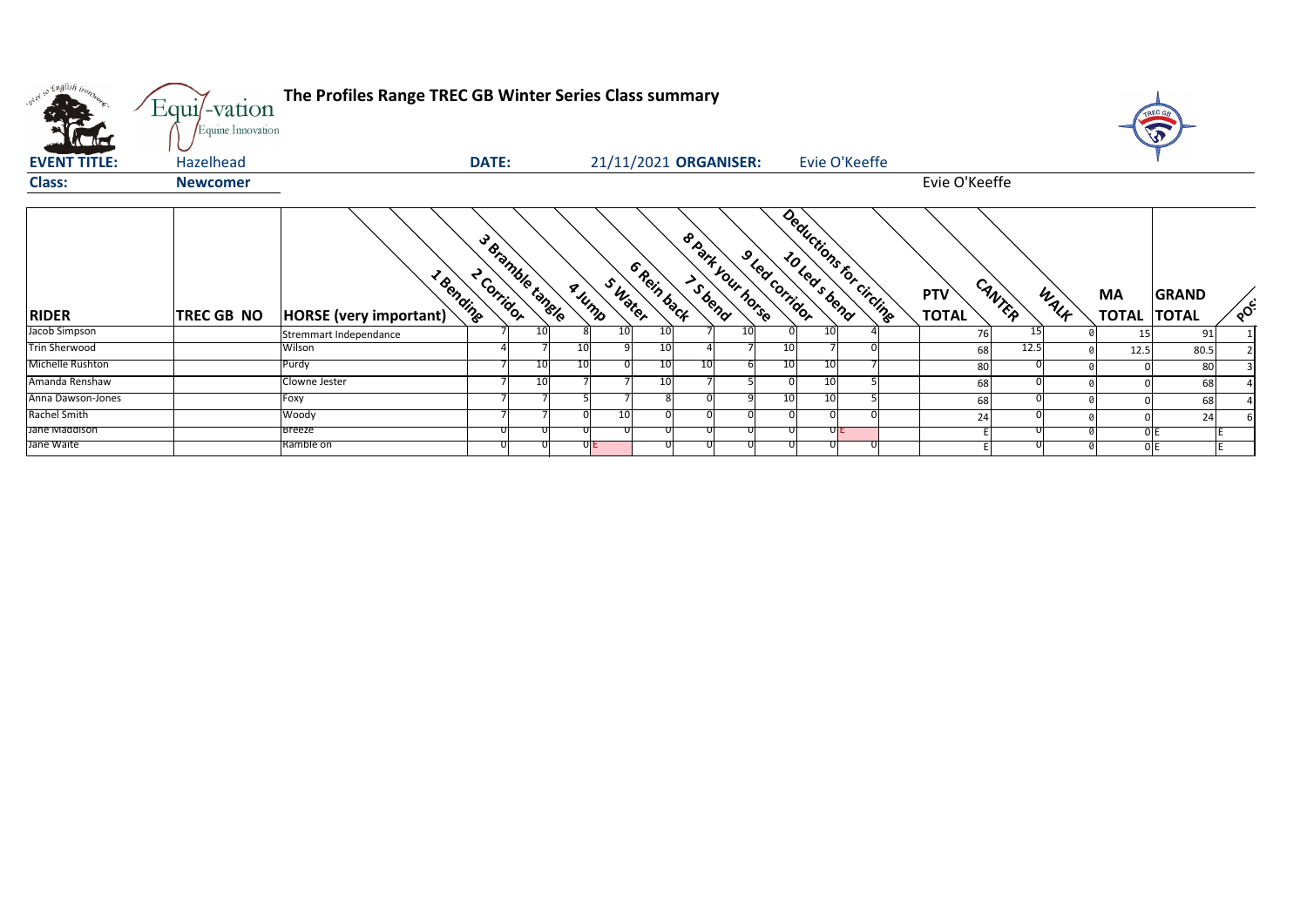# The Profiles Range TREC GB Winter Series Class summary

**EVENT TITLE:** Hazelhead **DATE:** 21/11/2021 **ORGANISER:** Evie O'Keeffe

**Class:** **Newcomer** Evie O'Keeffe

| RIDER | TREC GB NO | HORSE (very important) | 1 Bending | 2 Corridor | 3 Bramble tangle | 4 Jump | 5 Water | 6 Rein back | 7 S bend | 8 Park your horse | 9 Led corridor | 10 Led s bend | Deductions for circling | PTV TOTAL | CANTER | WALK | MA TOTAL | GRAND TOTAL | POS |
|---|---|---|---|---|---|---|---|---|---|---|---|---|---|---|---|---|---|---|---|
| Jacob Simpson | | Stremmart Independance | 7 | 10 | 8 | 10 | 10 | 7 | 10 | 0 | 10 | 4 | | 76 | 15 | 0 | 15 | 91 | 1 |
| Trin Sherwood | | Wilson | 4 | 7 | 10 | 9 | 10 | 4 | 7 | 10 | 7 | 0 | | 68 | 12.5 | 0 | 12.5 | 80.5 | 2 |
| Michelle Rushton | | Purdy | 7 | 10 | 10 | 0 | 10 | 10 | 6 | 10 | 10 | 7 | | 80 | 0 | 0 | 0 | 80 | 3 |
| Amanda Renshaw | | Clowne Jester | 7 | 10 | 7 | 7 | 10 | 7 | 5 | 0 | 10 | 5 | | 68 | 0 | 0 | 0 | 68 | 4 |
| Anna Dawson-Jones | | Foxy | 7 | 7 | 5 | 7 | 8 | 0 | 9 | 10 | 10 | 5 | | 68 | 0 | 0 | 0 | 68 | 4 |
| Rachel Smith | | Woody | 7 | 7 | 0 | 10 | 0 | 0 | 0 | 0 | 0 | 0 | | 24 | 0 | 0 | 0 | 24 | 6 |
| Jane Maddison | | Breeze | 0 | 0 | 0 | 0 | 0 | 0 | 0 | 0 | 0 E | | | E | 0 | 0 | 0 E | | E |
| Jane Waite | | Ramble on | 0 | 0 | 0 E | | 0 | 0 | 0 | 0 | 0 | 0 | | E | 0 | 0 | 0 E | | E |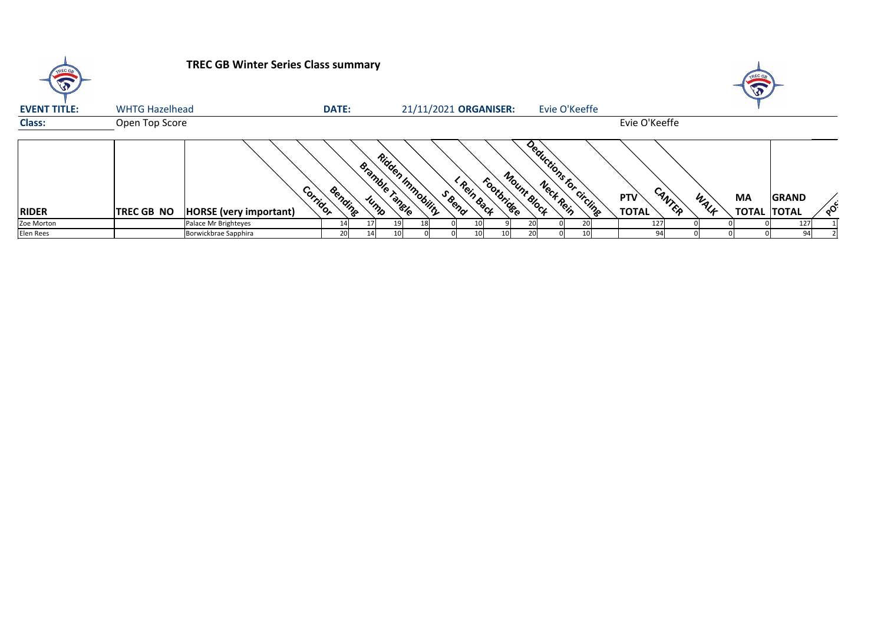**TREC GB Winter Series Class summary**

| **EVENT TITLE:** | WHTG Hazelhead | **DATE:** | 21/11/2021 | **ORGANISER:** | Evie O'Keeffe |
|---|---|---|---|---|---|
| **Class:** | Open Top Score | | | | Evie O'Keeffe |

| RIDER | TREC GB NO | HORSE (very important) | Corridor | Bending | Jump | Bramble Tangle | Ridden Immobility | S Bend | L Rein Back | Footbridge | Mount Block | Neck Rein | Deductions for circling | PTV TOTAL | CANTER | WALK | MA TOTAL | GRAND TOTAL | POS |
|---|---|---|---|---|---|---|---|---|---|---|---|---|---|---|---|---|---|---|---|
| Zoe Morton | | Palace Mr Brighteyes | 14 | 17 | 19 | 18 | 0 | 10 | 9 | 20 | 0 | 20 | | 127 | 0 | 0 | 0 | 127 | 1 |
| Elen Rees | | Borwickbrae Sapphira | 20 | 14 | 10 | 0 | 0 | 10 | 10 | 20 | 0 | 10 | | 94 | 0 | 0 | 0 | 94 | 2 |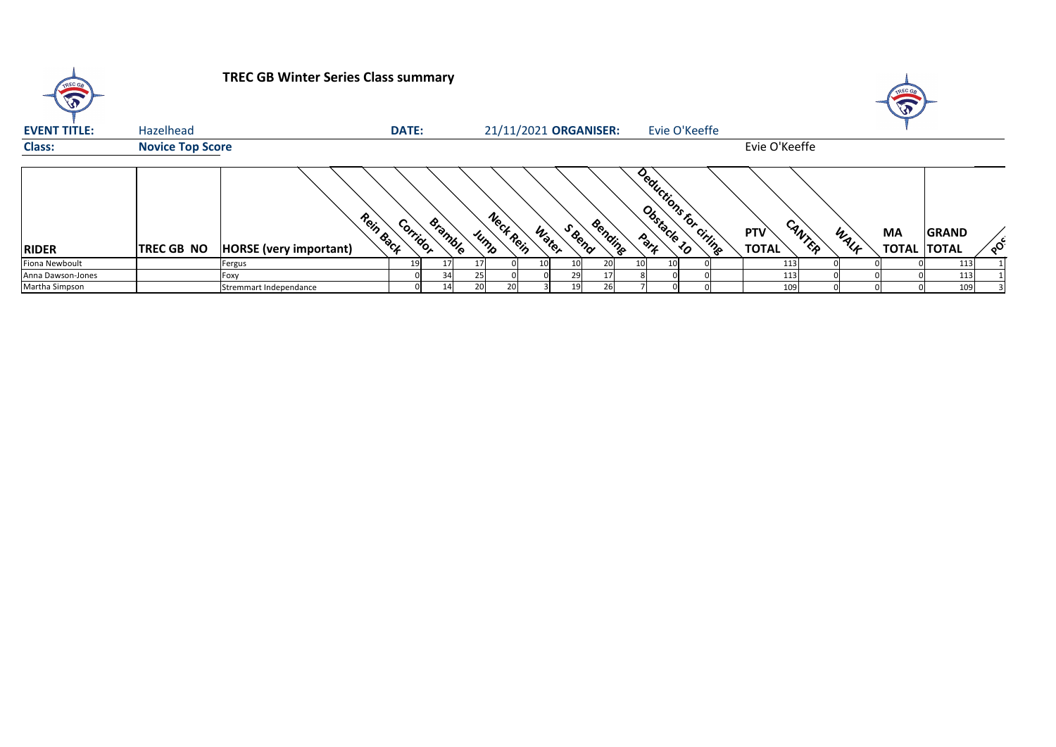**TREC GB Winter Series Class summary**

**EVENT TITLE:** Hazelhead **DATE:** 21/11/2021 **ORGANISER:** Evie O'Keeffe

**Class:** **Novice Top Score** Evie O'Keeffe

| RIDER | TREC GB NO | HORSE (very important) | Rein Back | Corridor | Bramble | Jump | Neck Rein | Water | S Bend | Bending | Park | Obstacle 10 | Deductions for cirling | PTV TOTAL | CANTER | WALK | MA TOTAL | GRAND TOTAL | POS |
|---|---|---|---|---|---|---|---|---|---|---|---|---|---|---|---|---|---|---|---|
| Fiona Newboult | | Fergus | 19 | 17 | 17 | 0 | 10 | 10 | 20 | 10 | 10 | 0 | 113 | 0 | 0 | 0 | 113 | 1 |
| Anna Dawson-Jones | | Foxy | 0 | 34 | 25 | 0 | 0 | 29 | 17 | 8 | 0 | 0 | 113 | 0 | 0 | 0 | 113 | 1 |
| Martha Simpson | | Stremmart Independance | 0 | 14 | 20 | 20 | 3 | 19 | 26 | 7 | 0 | 0 | 109 | 0 | 0 | 0 | 109 | 3 |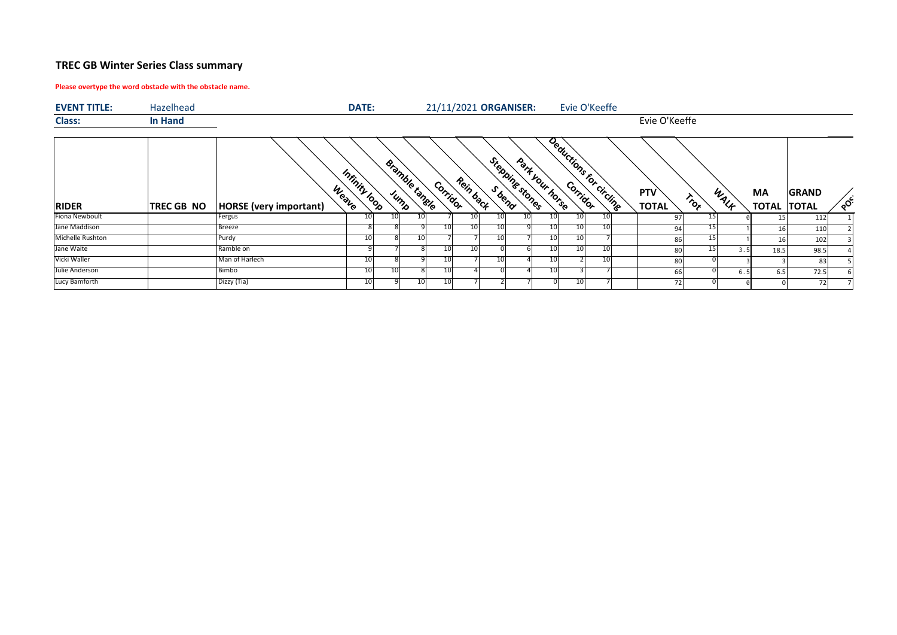## TREC GB Winter Series Class summary

**Please overtype the word obstacle with the obstacle name.**

**EVENT TITLE:** Hazelhead **DATE:** 21/11/2021 **ORGANISER:** Evie O'Keeffe

**Class:** **In Hand**

Evie O'Keeffe

| RIDER | TREC GB NO | HORSE (very important) | Weave | Infinity loop | Jump | Bramble tangle | Corridor | Rein back | S bend | Stepping stones | Park your horse | Corridor | Deductions for circling | PTV TOTAL | Trot | WALK | MA TOTAL | GRAND TOTAL | POS |
|---|---|---|---|---|---|---|---|---|---|---|---|---|---|---|---|---|---|---|---|
| Fiona Newboult | | Fergus | 10 | 10 | 10 | 7 | 10 | 10 | 10 | 10 | 10 | 10 | | 97 | 15 | 0 | 15 | 112 | 1 |
| Jane Maddison | | Breeze | 8 | 8 | 9 | 10 | 10 | 10 | 9 | 10 | 10 | 10 | | 94 | 15 | 1 | 16 | 110 | 2 |
| Michelle Rushton | | Purdy | 10 | 8 | 10 | 7 | 7 | 10 | 7 | 10 | 10 | 7 | | 86 | 15 | 1 | 16 | 102 | 3 |
| Jane Waite | | Ramble on | 9 | 7 | 8 | 10 | 10 | 0 | 6 | 10 | 10 | 10 | | 80 | 15 | 3.5 | 18.5 | 98.5 | 4 |
| Vicki Waller | | Man of Harlech | 10 | 8 | 9 | 10 | 7 | 10 | 4 | 10 | 2 | 10 | | 80 | 0 | 3 | 3 | 83 | 5 |
| Julie Anderson | | Bimbo | 10 | 10 | 8 | 10 | 4 | 0 | 4 | 10 | 3 | 7 | | 66 | 0 | 6.5 | 6.5 | 72.5 | 6 |
| Lucy Bamforth | | Dizzy (Tia) | 10 | 9 | 10 | 10 | 7 | 2 | 7 | 0 | 10 | 7 | | 72 | 0 | 0 | 0 | 72 | 7 |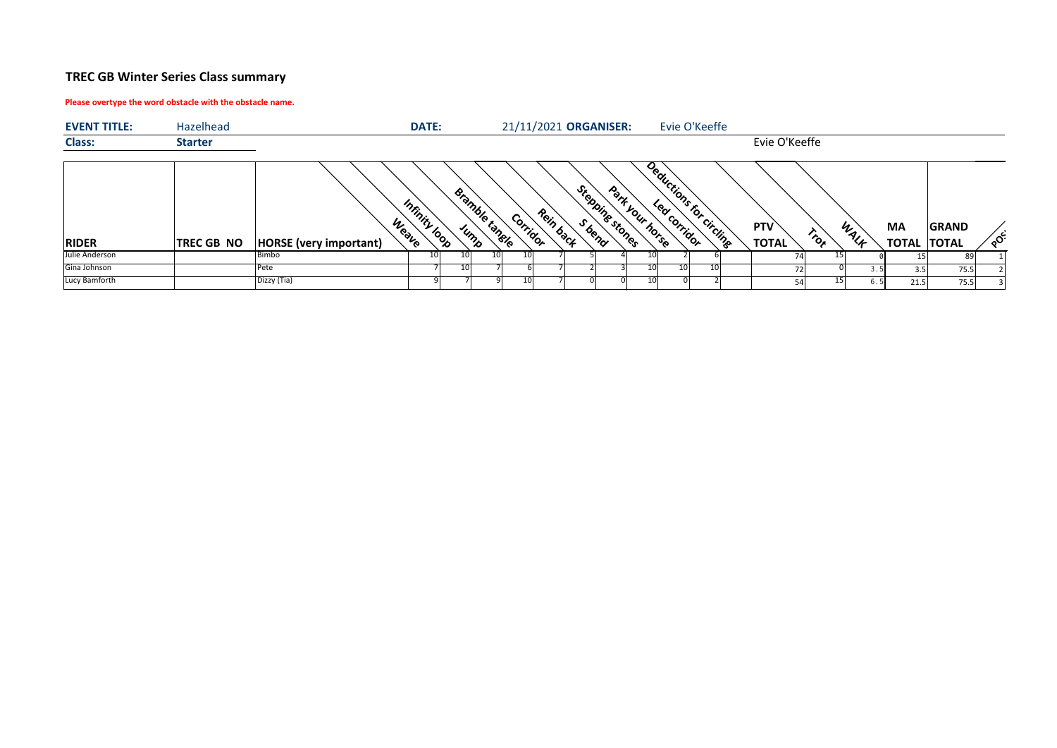## TREC GB Winter Series Class summary

**Please overtype the word obstacle with the obstacle name.**

| **EVENT TITLE:** | Hazelhead | **DATE:** | 21/11/2021 | **ORGANISER:** | Evie O'Keeffe |
|---|---|---|---|---|---|
| **Class:** | **Starter** | | | | Evie O'Keeffe |

| RIDER | TREC GB NO | HORSE (very important) | Weave | Infinity loop | Jump | Bramble tangle | Corridor | Rein back | S bend | Stepping stones | Park your horse | Led corridor | Deductions for circling | PTV TOTAL | Trot | WALK | MA TOTAL | GRAND TOTAL | POS |
|---|---|---|---|---|---|---|---|---|---|---|---|---|---|---|---|---|---|---|---|
| Julie Anderson | | Bimbo | 10 | 10 | 10 | 10 | 7 | 5 | 4 | 10 | 2 | 6 | | 74 | 15 | 0 | 15 | 89 | 1 |
| Gina Johnson | | Pete | 7 | 10 | 7 | 6 | 7 | 2 | 3 | 10 | 10 | 10 | | 72 | 0 | 3.5 | 3.5 | 75.5 | 2 |
| Lucy Bamforth | | Dizzy (Tia) | 9 | 7 | 9 | 10 | 7 | 0 | 0 | 10 | 0 | 2 | | 54 | 15 | 6.5 | 21.5 | 75.5 | 3 |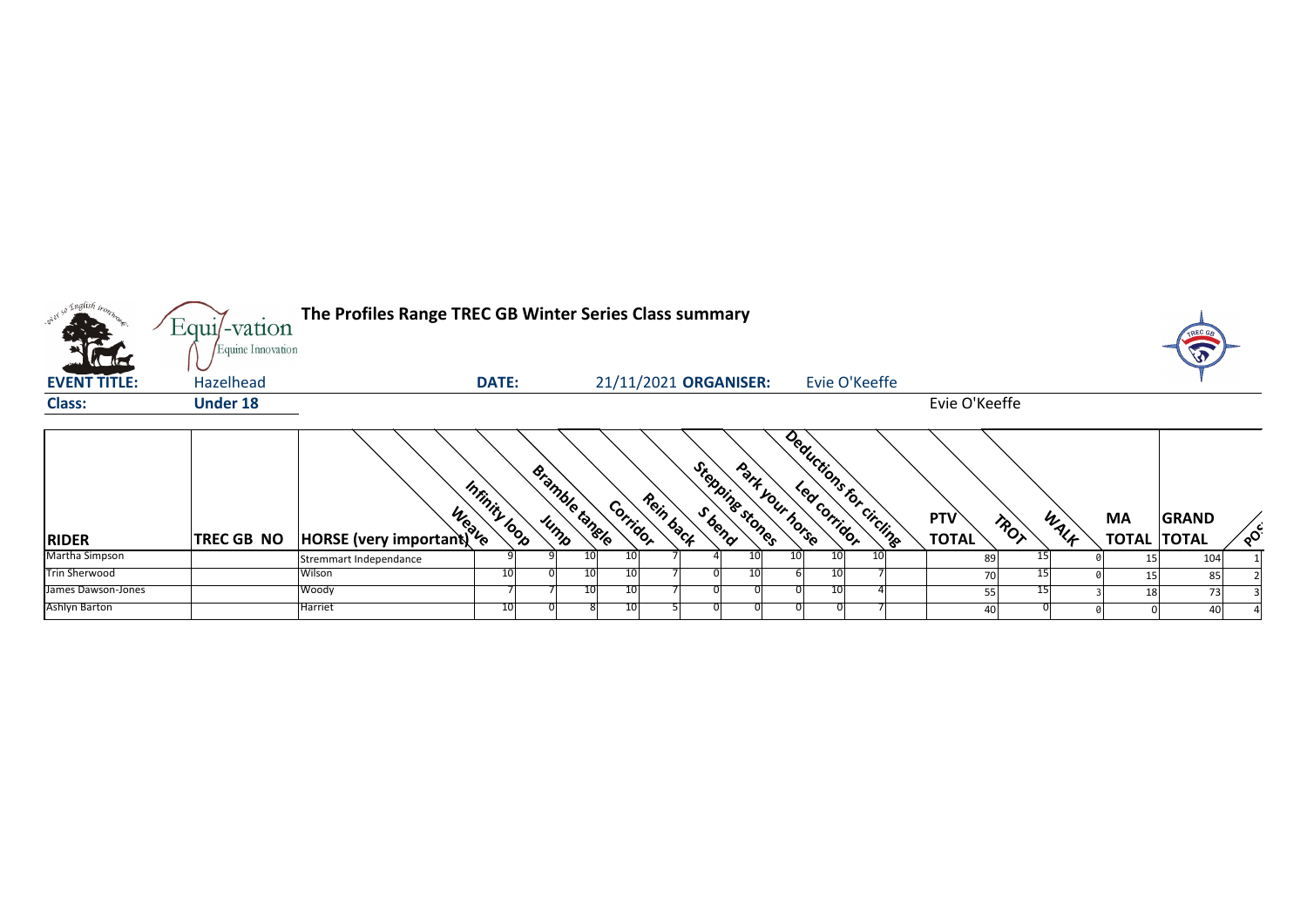Equi-vation Equine Innovation

# The Profiles Range TREC GB Winter Series Class summary

**EVENT TITLE:** Hazelhead **DATE:** 21/11/2021 **ORGANISER:** Evie O'Keeffe

**Class:** **Under 18** Evie O'Keeffe

| RIDER | TREC GB NO | HORSE (very important) | Weave | Infinity loop | Jump | Bramble tangle | Corridor | Rein back | S bend | Stepping stones | Park your horse | Led corridor | Deductions for circling | PTV TOTAL | TROT | WALK | MA TOTAL | GRAND TOTAL | POS |
|---|---|---|---|---|---|---|---|---|---|---|---|---|---|---|---|---|---|---|---|
| Martha Simpson | | Stremmart Independance | 9 | 9 | 10 | 10 | 7 | 4 | 10 | 10 | 10 | 10 | | 89 | 15 | 0 | 15 | 104 | 1 |
| Trin Sherwood | | Wilson | 10 | 0 | 10 | 10 | 7 | 0 | 10 | 6 | 10 | 7 | | 70 | 15 | 0 | 15 | 85 | 2 |
| James Dawson-Jones | | Woody | 7 | 7 | 10 | 10 | 7 | 0 | 0 | 0 | 10 | 4 | | 55 | 15 | 3 | 18 | 73 | 3 |
| Ashlyn Barton | | Harriet | 10 | 0 | 8 | 10 | 5 | 0 | 0 | 0 | 0 | 7 | | 40 | 0 | 0 | 0 | 40 | 4 |